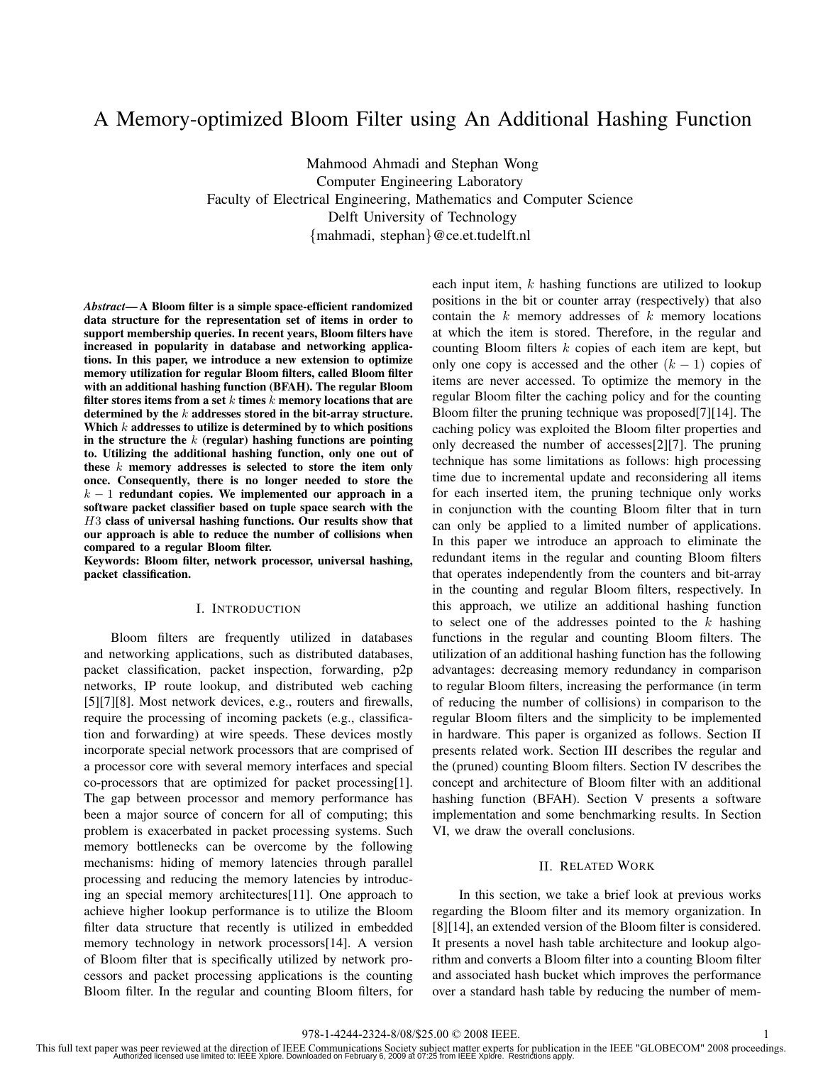# A Memory-optimized Bloom Filter using An Additional Hashing Function

Mahmood Ahmadi and Stephan Wong
Computer Engineering Laboratory
Faculty of Electrical Engineering, Mathematics and Computer Science
Delft University of Technology
{mahmadi, stephan}@ce.et.tudelft.nl

***Abstract*— A Bloom filter is a simple space-efficient randomized data structure for the representation set of items in order to support membership queries. In recent years, Bloom filters have increased in popularity in database and networking applications. In this paper, we introduce a new extension to optimize memory utilization for regular Bloom filters, called Bloom filter with an additional hashing function (BFAH). The regular Bloom filter stores items from a set $k$ times $k$ memory locations that are determined by the $k$ addresses stored in the bit-array structure. Which $k$ addresses to utilize is determined by to which positions in the structure the $k$ (regular) hashing functions are pointing to. Utilizing the additional hashing function, only one out of these $k$ memory addresses is selected to store the item only once. Consequently, there is no longer needed to store the $k-1$ redundant copies. We implemented our approach in a software packet classifier based on tuple space search with the $H3$ class of universal hashing functions. Our results show that our approach is able to reduce the number of collisions when compared to a regular Bloom filter.**

**Keywords: Bloom filter, network processor, universal hashing, packet classification.**

## I. Introduction

Bloom filters are frequently utilized in databases and networking applications, such as distributed databases, packet classification, packet inspection, forwarding, p2p networks, IP route lookup, and distributed web caching [5][7][8]. Most network devices, e.g., routers and firewalls, require the processing of incoming packets (e.g., classification and forwarding) at wire speeds. These devices mostly incorporate special network processors that are comprised of a processor core with several memory interfaces and special co-processors that are optimized for packet processing[1]. The gap between processor and memory performance has been a major source of concern for all of computing; this problem is exacerbated in packet processing systems. Such memory bottlenecks can be overcome by the following mechanisms: hiding of memory latencies through parallel processing and reducing the memory latencies by introducing an special memory architectures[11]. One approach to achieve higher lookup performance is to utilize the Bloom filter data structure that recently is utilized in embedded memory technology in network processors[14]. A version of Bloom filter that is specifically utilized by network processors and packet processing applications is the counting Bloom filter. In the regular and counting Bloom filters, for each input item, $k$ hashing functions are utilized to lookup positions in the bit or counter array (respectively) that also contain the $k$ memory addresses of $k$ memory locations at which the item is stored. Therefore, in the regular and counting Bloom filters $k$ copies of each item are kept, but only one copy is accessed and the other $(k-1)$ copies of items are never accessed. To optimize the memory in the regular Bloom filter the caching policy and for the counting Bloom filter the pruning technique was proposed[7][14]. The caching policy was exploited the Bloom filter properties and only decreased the number of accesses[2][7]. The pruning technique has some limitations as follows: high processing time due to incremental update and reconsidering all items for each inserted item, the pruning technique only works in conjunction with the counting Bloom filter that in turn can only be applied to a limited number of applications. In this paper we introduce an approach to eliminate the redundant items in the regular and counting Bloom filters that operates independently from the counters and bit-array in the counting and regular Bloom filters, respectively. In this approach, we utilize an additional hashing function to select one of the addresses pointed to the $k$ hashing functions in the regular and counting Bloom filters. The utilization of an additional hashing function has the following advantages: decreasing memory redundancy in comparison to regular Bloom filters, increasing the performance (in term of reducing the number of collisions) in comparison to the regular Bloom filters and the simplicity to be implemented in hardware. This paper is organized as follows. Section II presents related work. Section III describes the regular and the (pruned) counting Bloom filters. Section IV describes the concept and architecture of Bloom filter with an additional hashing function (BFAH). Section V presents a software implementation and some benchmarking results. In Section VI, we draw the overall conclusions.

## II. Related Work

In this section, we take a brief look at previous works regarding the Bloom filter and its memory organization. In [8][14], an extended version of the Bloom filter is considered. It presents a novel hash table architecture and lookup algorithm and converts a Bloom filter into a counting Bloom filter and associated hash bucket which improves the performance over a standard hash table by reducing the number of mem-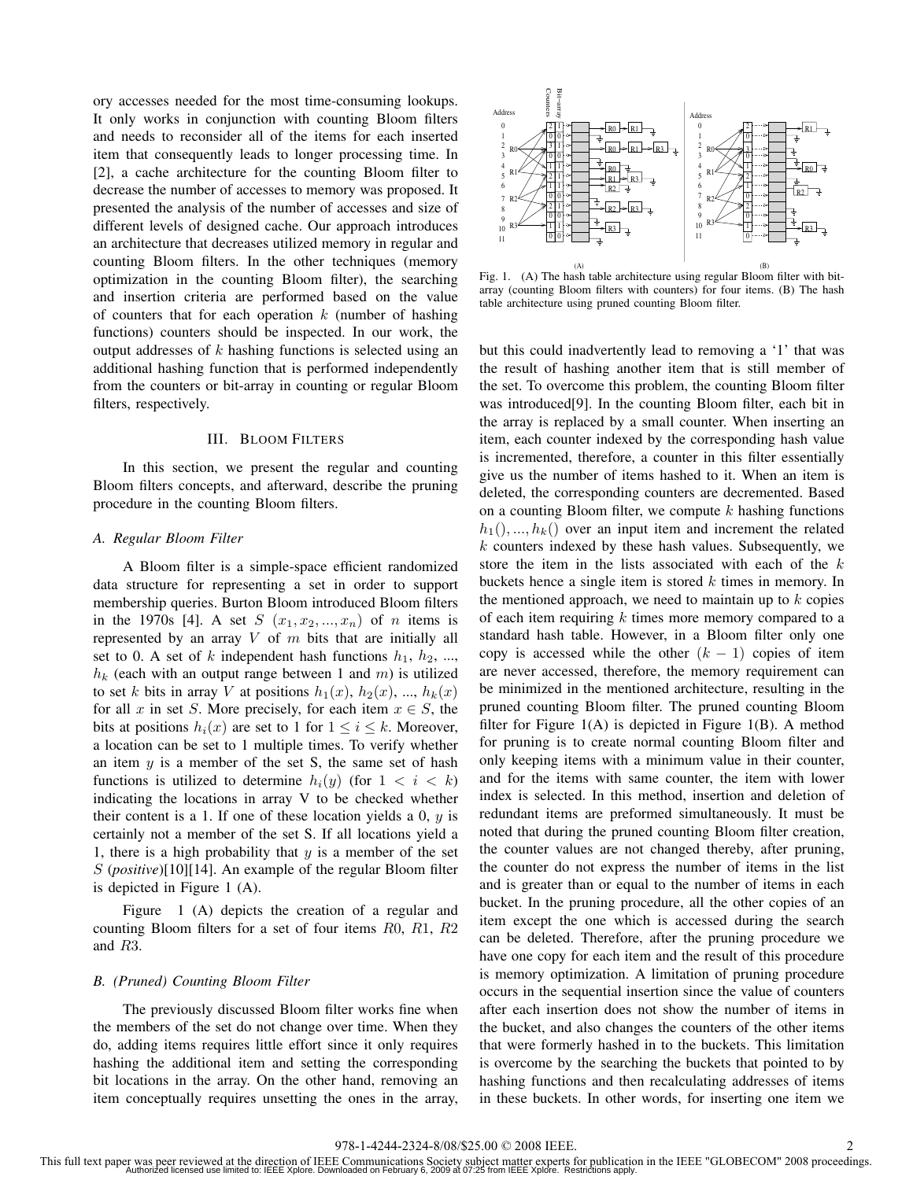ory accesses needed for the most time-consuming lookups. It only works in conjunction with counting Bloom filters and needs to reconsider all of the items for each inserted item that consequently leads to longer processing time. In [2], a cache architecture for the counting Bloom filter to decrease the number of accesses to memory was proposed. It presented the analysis of the number of accesses and size of different levels of designed cache. Our approach introduces an architecture that decreases utilized memory in regular and counting Bloom filters. In the other techniques (memory optimization in the counting Bloom filter), the searching and insertion criteria are performed based on the value of counters that for each operation $k$ (number of hashing functions) counters should be inspected. In our work, the output addresses of $k$ hashing functions is selected using an additional hashing function that is performed independently from the counters or bit-array in counting or regular Bloom filters, respectively.

## III. Bloom Filters

In this section, we present the regular and counting Bloom filters concepts, and afterward, describe the pruning procedure in the counting Bloom filters.

### A. Regular Bloom Filter

A Bloom filter is a simple-space efficient randomized data structure for representing a set in order to support membership queries. Burton Bloom introduced Bloom filters in the 1970s [4]. A set $S$ $(x_1, x_2, ..., x_n)$ of $n$ items is represented by an array $V$ of $m$ bits that are initially all set to 0. A set of $k$ independent hash functions $h_1$, $h_2$, ..., $h_k$ (each with an output range between 1 and $m$) is utilized to set $k$ bits in array $V$ at positions $h_1(x)$, $h_2(x)$, ..., $h_k(x)$ for all $x$ in set $S$. More precisely, for each item $x \in S$, the bits at positions $h_i(x)$ are set to 1 for $1 \leq i \leq k$. Moreover, a location can be set to 1 multiple times. To verify whether an item $y$ is a member of the set S, the same set of hash functions is utilized to determine $h_i(y)$ (for $1 < i < k$) indicating the locations in array V to be checked whether their content is a 1. If one of these location yields a 0, $y$ is certainly not a member of the set S. If all locations yield a 1, there is a high probability that $y$ is a member of the set $S$ (*positive*)[10][14]. An example of the regular Bloom filter is depicted in Figure 1 (A).

Figure 1 (A) depicts the creation of a regular and counting Bloom filters for a set of four items $R0$, $R1$, $R2$ and $R3$.

### B. (Pruned) Counting Bloom Filter

The previously discussed Bloom filter works fine when the members of the set do not change over time. When they do, adding items requires little effort since it only requires hashing the additional item and setting the corresponding bit locations in the array. On the other hand, removing an item conceptually requires unsetting the ones in the array, but this could inadvertently lead to removing a '1' that was the result of hashing another item that is still member of the set. To overcome this problem, the counting Bloom filter was introduced[9]. In the counting Bloom filter, each bit in the array is replaced by a small counter. When inserting an item, each counter indexed by the corresponding hash value is incremented, therefore, a counter in this filter essentially give us the number of items hashed to it. When an item is deleted, the corresponding counters are decremented. Based on a counting Bloom filter, we compute $k$ hashing functions $h_1(), ..., h_k()$ over an input item and increment the related $k$ counters indexed by these hash values. Subsequently, we store the item in the lists associated with each of the $k$ buckets hence a single item is stored $k$ times in memory. In the mentioned approach, we need to maintain up to $k$ copies of each item requiring $k$ times more memory compared to a standard hash table. However, in a Bloom filter only one copy is accessed while the other $(k - 1)$ copies of item are never accessed, therefore, the memory requirement can be minimized in the mentioned architecture, resulting in the pruned counting Bloom filter. The pruned counting Bloom filter for Figure 1(A) is depicted in Figure 1(B). A method for pruning is to create normal counting Bloom filter and only keeping items with a minimum value in their counter, and for the items with same counter, the item with lower index is selected. In this method, insertion and deletion of redundant items are preformed simultaneously. It must be noted that during the pruned counting Bloom filter creation, the counter values are not changed thereby, after pruning, the counter do not express the number of items in the list and is greater than or equal to the number of items in each bucket. In the pruning procedure, all the other copies of an item except the one which is accessed during the search can be deleted. Therefore, after the pruning procedure we have one copy for each item and the result of this procedure is memory optimization. A limitation of pruning procedure occurs in the sequential insertion since the value of counters after each insertion does not show the number of items in the bucket, and also changes the counters of the other items that were formerly hashed in to the buckets. This limitation is overcome by the searching the buckets that pointed to by hashing functions and then recalculating addresses of items in these buckets. In other words, for inserting one item we

Fig. 1. (A) The hash table architecture using regular Bloom filter with bit-array (counting Bloom filters with counters) for four items. (B) The hash table architecture using pruned counting Bloom filter.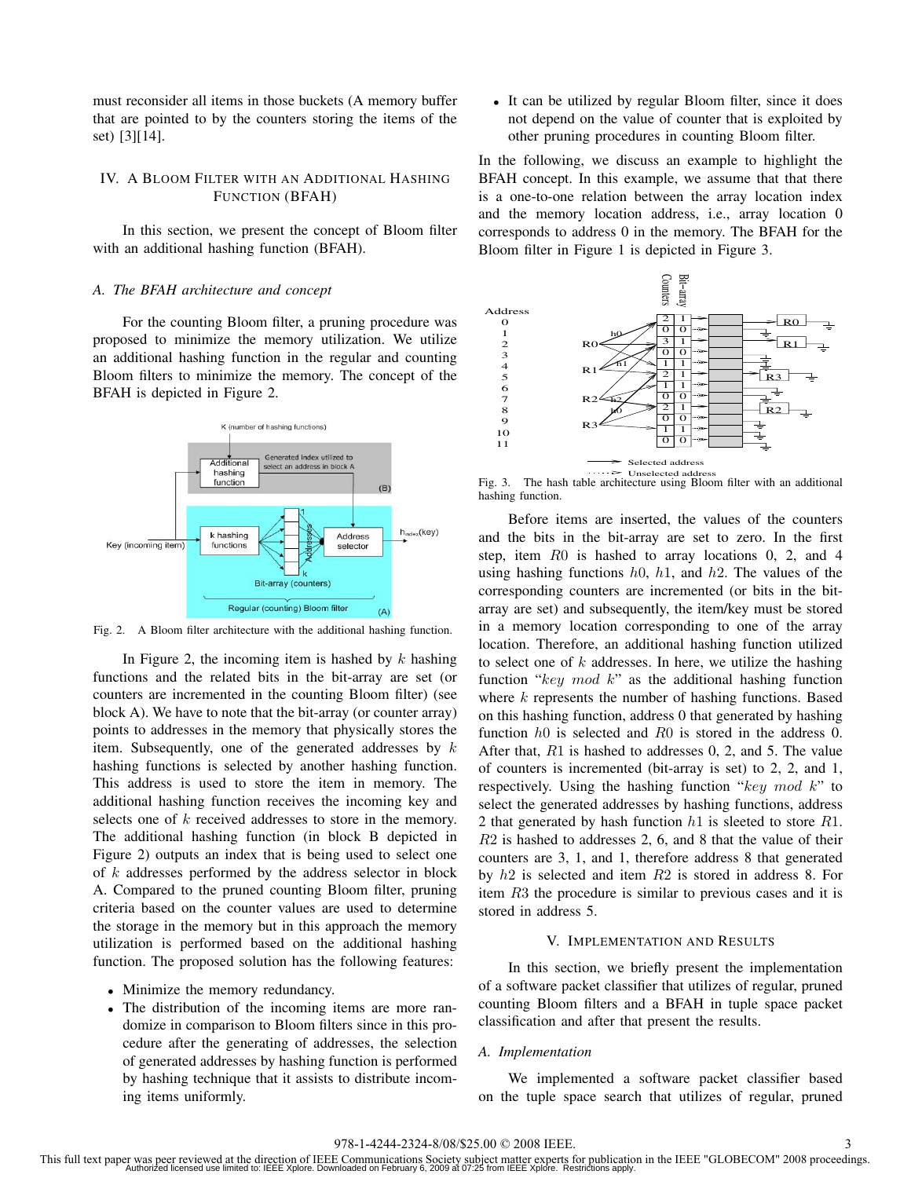must reconsider all items in those buckets (A memory buffer that are pointed to by the counters storing the items of the set) [3][14].

## IV. A Bloom Filter with an Additional Hashing Function (BFAH)

In this section, we present the concept of Bloom filter with an additional hashing function (BFAH).

### *A. The BFAH architecture and concept*

For the counting Bloom filter, a pruning procedure was proposed to minimize the memory utilization. We utilize an additional hashing function in the regular and counting Bloom filters to minimize the memory. The concept of the BFAH is depicted in Figure 2.

K (number of hashing functions)

Additional hashing function

Generated index utilized to select an address in block A

(B)

Key (incoming item)

k hashing functions

Bit-array (counters)

Addresses

Address selector

$h_{index}(key)$

Regular (counting) Bloom filter

(A)

Fig. 2. A Bloom filter architecture with the additional hashing function.

In Figure 2, the incoming item is hashed by $k$ hashing functions and the related bits in the bit-array are set (or counters are incremented in the counting Bloom filter) (see block A). We have to note that the bit-array (or counter array) points to addresses in the memory that physically stores the item. Subsequently, one of the generated addresses by $k$ hashing functions is selected by another hashing function. This address is used to store the item in memory. The additional hashing function receives the incoming key and selects one of $k$ received addresses to store in the memory. The additional hashing function (in block B depicted in Figure 2) outputs an index that is being used to select one of $k$ addresses performed by the address selector in block A. Compared to the pruned counting Bloom filter, pruning criteria based on the counter values are used to determine the storage in the memory but in this approach the memory utilization is performed based on the additional hashing function. The proposed solution has the following features:

- Minimize the memory redundancy.
- The distribution of the incoming items are more randomize in comparison to Bloom filters since in this procedure after the generating of addresses, the selection of generated addresses by hashing function is performed by hashing technique that it assists to distribute incoming items uniformly.
- It can be utilized by regular Bloom filter, since it does not depend on the value of counter that is exploited by other pruning procedures in counting Bloom filter.

In the following, we discuss an example to highlight the BFAH concept. In this example, we assume that that there is a one-to-one relation between the array location index and the memory location address, i.e., array location 0 corresponds to address 0 in the memory. The BFAH for the Bloom filter in Figure 1 is depicted in Figure 3.

Address 0 1 2 3 4 5 6 7 8 9 10 11

Counters

Bit-array

h0 h1 h2 h0

R0 R1 R2 R3

R0 R1 R3 R2

Selected address

Unselected address

Fig. 3. The hash table architecture using Bloom filter with an additional hashing function.

Before items are inserted, the values of the counters and the bits in the bit-array are set to zero. In the first step, item $R0$ is hashed to array locations 0, 2, and 4 using hashing functions $h0$, $h1$, and $h2$. The values of the corresponding counters are incremented (or bits in the bit-array are set) and subsequently, the item/key must be stored in a memory location corresponding to one of the array location. Therefore, an additional hashing function utilized to select one of $k$ addresses. In here, we utilize the hashing function "$key\ mod\ k$" as the additional hashing function where $k$ represents the number of hashing functions. Based on this hashing function, address 0 that generated by hashing function $h0$ is selected and $R0$ is stored in the address 0. After that, $R1$ is hashed to addresses 0, 2, and 5. The value of counters is incremented (bit-array is set) to 2, 2, and 1, respectively. Using the hashing function "$key\ mod\ k$" to select the generated addresses by hashing functions, address 2 that generated by hash function $h1$ is sleeted to store $R1$. $R2$ is hashed to addresses 2, 6, and 8 that the value of their counters are 3, 1, and 1, therefore address 8 that generated by $h2$ is selected and item $R2$ is stored in address 8. For item $R3$ the procedure is similar to previous cases and it is stored in address 5.

## V. Implementation and Results

In this section, we briefly present the implementation of a software packet classifier that utilizes of regular, pruned counting Bloom filters and a BFAH in tuple space packet classification and after that present the results.

### *A. Implementation*

We implemented a software packet classifier based on the tuple space search that utilizes of regular, pruned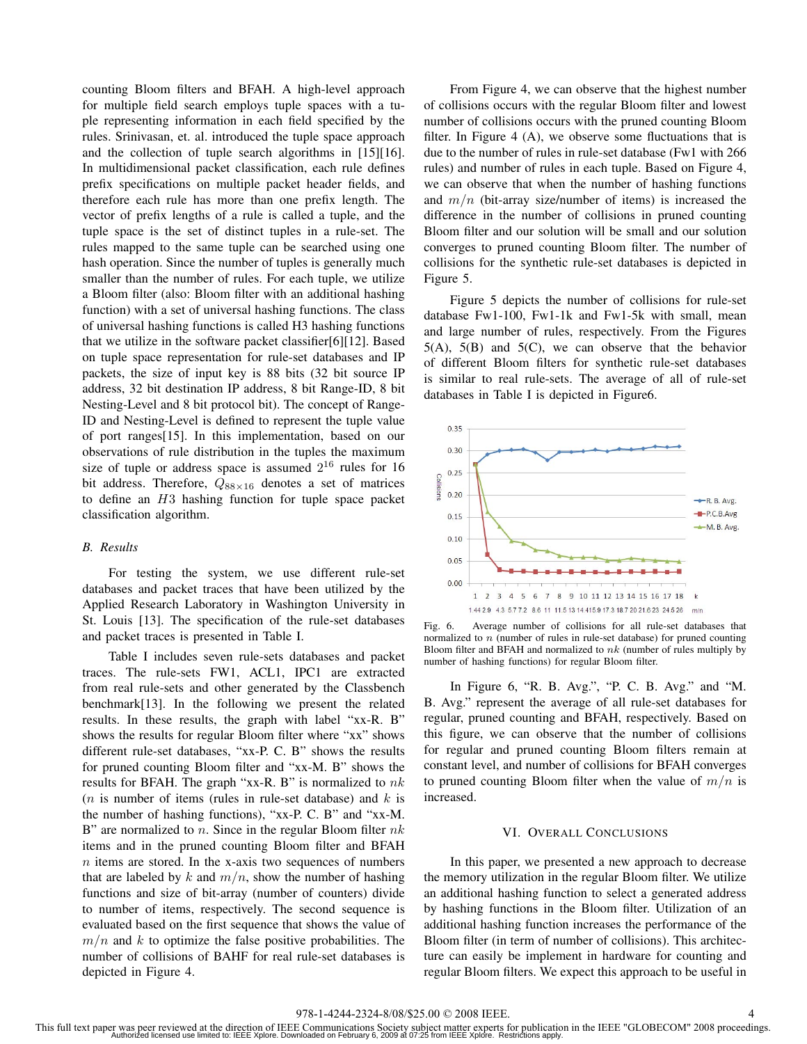counting Bloom filters and BFAH. A high-level approach for multiple field search employs tuple spaces with a tuple representing information in each field specified by the rules. Srinivasan, et. al. introduced the tuple space approach and the collection of tuple search algorithms in [15][16]. In multidimensional packet classification, each rule defines prefix specifications on multiple packet header fields, and therefore each rule has more than one prefix length. The vector of prefix lengths of a rule is called a tuple, and the tuple space is the set of distinct tuples in a rule-set. The rules mapped to the same tuple can be searched using one hash operation. Since the number of tuples is generally much smaller than the number of rules. For each tuple, we utilize a Bloom filter (also: Bloom filter with an additional hashing function) with a set of universal hashing functions. The class of universal hashing functions is called H3 hashing functions that we utilize in the software packet classifier[6][12]. Based on tuple space representation for rule-set databases and IP packets, the size of input key is 88 bits (32 bit source IP address, 32 bit destination IP address, 8 bit Range-ID, 8 bit Nesting-Level and 8 bit protocol bit). The concept of Range-ID and Nesting-Level is defined to represent the tuple value of port ranges[15]. In this implementation, based on our observations of rule distribution in the tuples the maximum size of tuple or address space is assumed $2^{16}$ rules for 16 bit address. Therefore, $Q_{88\times16}$ denotes a set of matrices to define an $H3$ hashing function for tuple space packet classification algorithm.

### B. Results

For testing the system, we use different rule-set databases and packet traces that have been utilized by the Applied Research Laboratory in Washington University in St. Louis [13]. The specification of the rule-set databases and packet traces is presented in Table I.

Table I includes seven rule-sets databases and packet traces. The rule-sets FW1, ACL1, IPC1 are extracted from real rule-sets and other generated by the Classbench benchmark[13]. In the following we present the related results. In these results, the graph with label "xx-R. B" shows the results for regular Bloom filter where "xx" shows different rule-set databases, "xx-P. C. B" shows the results for pruned counting Bloom filter and "xx-M. B" shows the results for BFAH. The graph "xx-R. B" is normalized to $nk$ ($n$ is number of items (rules in rule-set database) and $k$ is the number of hashing functions), "xx-P. C. B" and "xx-M. B" are normalized to $n$. Since in the regular Bloom filter $nk$ items and in the pruned counting Bloom filter and BFAH $n$ items are stored. In the x-axis two sequences of numbers that are labeled by $k$ and $m/n$, show the number of hashing functions and size of bit-array (number of counters) divide to number of items, respectively. The second sequence is evaluated based on the first sequence that shows the value of $m/n$ and $k$ to optimize the false positive probabilities. The number of collisions of BAHF for real rule-set databases is depicted in Figure 4.

From Figure 4, we can observe that the highest number of collisions occurs with the regular Bloom filter and lowest number of collisions occurs with the pruned counting Bloom filter. In Figure 4 (A), we observe some fluctuations that is due to the number of rules in rule-set database (Fw1 with 266 rules) and number of rules in each tuple. Based on Figure 4, we can observe that when the number of hashing functions and $m/n$ (bit-array size/number of items) is increased the difference in the number of collisions in pruned counting Bloom filter and our solution will be small and our solution converges to pruned counting Bloom filter. The number of collisions for the synthetic rule-set databases is depicted in Figure 5.

Figure 5 depicts the number of collisions for rule-set database Fw1-100, Fw1-1k and Fw1-5k with small, mean and large number of rules, respectively. From the Figures 5(A), 5(B) and 5(C), we can observe that the behavior of different Bloom filters for synthetic rule-set databases is similar to real rule-sets. The average of all of rule-set databases in Table I is depicted in Figure6.

Fig. 6. Average number of collisions for all rule-set databases that normalized to $n$ (number of rules in rule-set database) for pruned counting Bloom filter and BFAH and normalized to $nk$ (number of rules multiply by number of hashing functions) for regular Bloom filter.

In Figure 6, "R. B. Avg.", "P. C. B. Avg." and "M. B. Avg." represent the average of all rule-set databases for regular, pruned counting and BFAH, respectively. Based on this figure, we can observe that the number of collisions for regular and pruned counting Bloom filters remain at constant level, and number of collisions for BFAH converges to pruned counting Bloom filter when the value of $m/n$ is increased.

## VI. Overall Conclusions

In this paper, we presented a new approach to decrease the memory utilization in the regular Bloom filter. We utilize an additional hashing function to select a generated address by hashing functions in the Bloom filter. Utilization of an additional hashing function increases the performance of the Bloom filter (in term of number of collisions). This architecture can easily be implement in hardware for counting and regular Bloom filters. We expect this approach to be useful in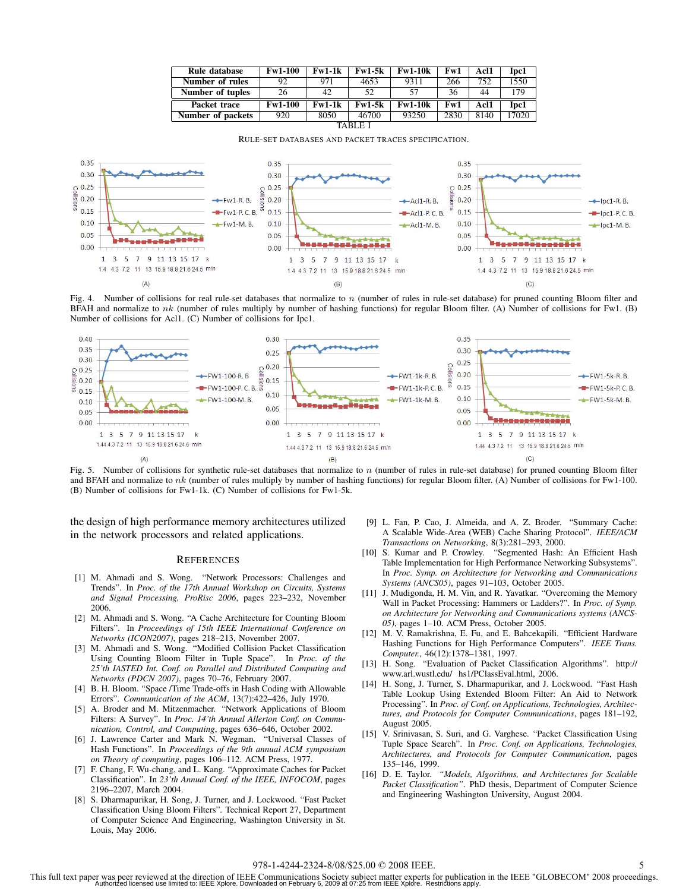| Rule database | Fw1-100 | Fw1-1k | Fw1-5k | Fw1-10k | Fw1 | Acl1 | Ipc1 |
|---|---|---|---|---|---|---|---|
| Number of rules | 92 | 971 | 4653 | 9311 | 266 | 752 | 1550 |
| Number of tuples | 26 | 42 | 52 | 57 | 36 | 44 | 179 |
| **Packet trace** | **Fw1-100** | **Fw1-1k** | **Fw1-5k** | **Fw1-10k** | **Fw1** | **Acl1** | **Ipc1** |
| Number of packets | 920 | 8050 | 46700 | 93250 | 2830 | 8140 | 17020 |

TABLE I

RULE-SET DATABASES AND PACKET TRACES SPECIFICATION.

Fig. 4. Number of collisions for real rule-set databases that normalize to $n$ (number of rules in rule-set database) for pruned counting Bloom filter and BFAH and normalize to $nk$ (number of rules multiply by number of hashing functions) for regular Bloom filter. (A) Number of collisions for Fw1. (B) Number of collisions for Acl1. (C) Number of collisions for Ipc1.

Fig. 5. Number of collisions for synthetic rule-set databases that normalize to $n$ (number of rules in rule-set database) for pruned counting Bloom filter and BFAH and normalize to $nk$ (number of rules multiply by number of hashing functions) for regular Bloom filter. (A) Number of collisions for Fw1-100. (B) Number of collisions for Fw1-1k. (C) Number of collisions for Fw1-5k.

the design of high performance memory architectures utilized in the network processors and related applications.

## REFERENCES

[1] M. Ahmadi and S. Wong. "Network Processors: Challenges and Trends". In *Proc. of the 17th Annual Workshop on Circuits, Systems and Signal Processing, ProRisc 2006*, pages 223–232, November 2006.

[2] M. Ahmadi and S. Wong. "A Cache Architecture for Counting Bloom Filters". In *Proceedings of 15th IEEE International Conference on Networks (ICON2007)*, pages 218–213, November 2007.

[3] M. Ahmadi and S. Wong. "Modified Collision Packet Classification Using Counting Bloom Filter in Tuple Space". In *Proc. of the 25'th IASTED Int. Conf. on Parallel and Distributed Computing and Networks (PDCN 2007)*, pages 70–76, February 2007.

[4] B. H. Bloom. "Space /Time Trade-offs in Hash Coding with Allowable Errors". *Communication of the ACM*, 13(7):422–426, July 1970.

[5] A. Broder and M. Mitzenmacher. "Network Applications of Bloom Filters: A Survey". In *Proc. 14'th Annual Allerton Conf. on Communication, Control, and Computing*, pages 636–646, October 2002.

[6] J. Lawrence Carter and Mark N. Wegman. "Universal Classes of Hash Functions". In *Proceedings of the 9th annual ACM symposium on Theory of computing*, pages 106–112. ACM Press, 1977.

[7] F. Chang, F. Wu-chang, and L. Kang. "Approximate Caches for Packet Classification". In *23'th Annual Conf. of the IEEE, INFOCOM*, pages 2196–2207, March 2004.

[8] S. Dharmapurikar, H. Song, J. Turner, and J. Lockwood. "Fast Packet Classification Using Bloom Filters". Technical Report 27, Department of Computer Science And Engineering, Washington University in St. Louis, May 2006.

[9] L. Fan, P. Cao, J. Almeida, and A. Z. Broder. "Summary Cache: A Scalable Wide-Area (WEB) Cache Sharing Protocol". *IEEE/ACM Transactions on Networking*, 8(3):281–293, 2000.

[10] S. Kumar and P. Crowley. "Segmented Hash: An Efficient Hash Table Implementation for High Performance Networking Subsystems". In *Proc. Symp. on Architecture for Networking and Communications Systems (ANCS05)*, pages 91–103, October 2005.

[11] J. Mudigonda, H. M. Vin, and R. Yavatkar. "Overcoming the Memory Wall in Packet Processing: Hammers or Ladders?". In *Proc. of Symp. on Architecture for Networking and Communications systems (ANCS-05)*, pages 1–10. ACM Press, October 2005.

[12] M. V. Ramakrishna, E. Fu, and E. Bahcekapili. "Efficient Hardware Hashing Functions for High Performance Computers". *IEEE Trans. Computer.*, 46(12):1378–1381, 1997.

[13] H. Song. "Evaluation of Packet Classification Algorithms". http://www.arl.wustl.edu/ hs1/PClassEval.html, 2006.

[14] H. Song, J. Turner, S. Dharmapurikar, and J. Lockwood. "Fast Hash Table Lookup Using Extended Bloom Filter: An Aid to Network Processing". In *Proc. of Conf. on Applications, Technologies, Architectures, and Protocols for Computer Communications*, pages 181–192, August 2005.

[15] V. Srinivasan, S. Suri, and G. Varghese. "Packet Classification Using Tuple Space Search". In *Proc. Conf. on Applications, Technologies, Architectures, and Protocols for Computer Communication*, pages 135–146, 1999.

[16] D. E. Taylor. *"Models, Algorithms, and Architectures for Scalable Packet Classification"*. PhD thesis, Department of Computer Science and Engineering Washington University, August 2004.